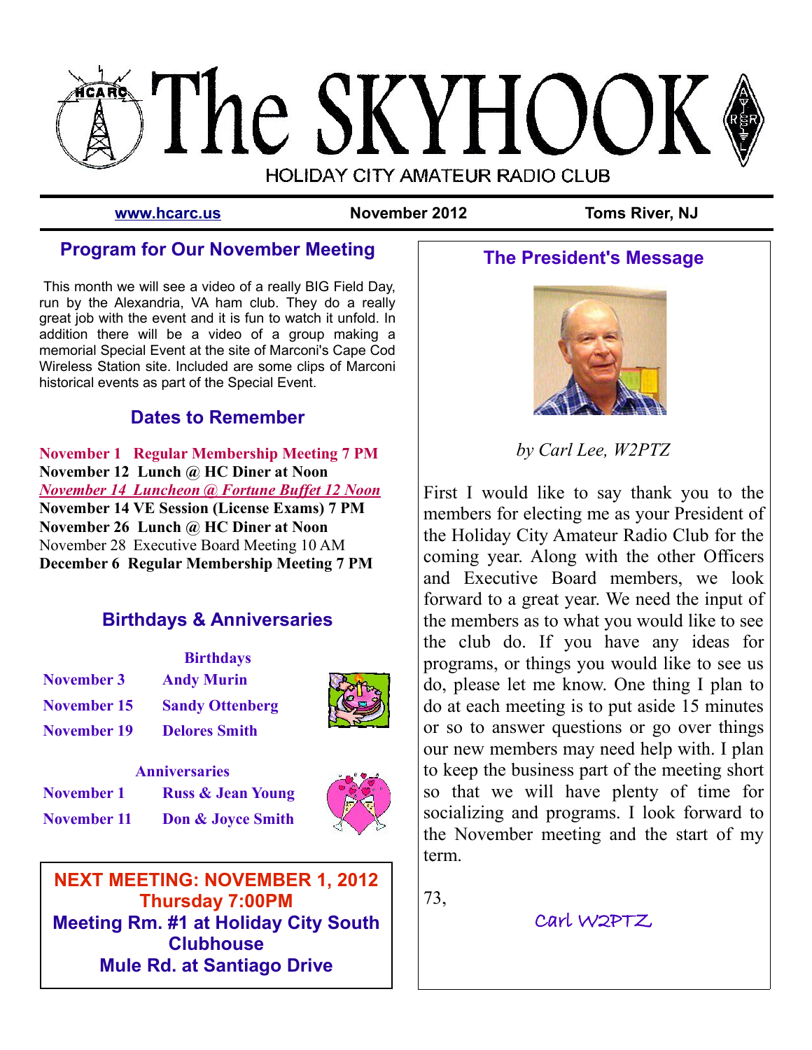# The SKYHOOK

HOLIDAY CITY AMATEUR RADIO CLUB

www.hcarc.us | November 2012 | Toms River, NJ

## Program for Our November Meeting

This month we will see a video of a really BIG Field Day, run by the Alexandria, VA ham club. They do a really great job with the event and it is fun to watch it unfold. In addition there will be a video of a group making a memorial Special Event at the site of Marconi's Cape Cod Wireless Station site. Included are some clips of Marconi historical events as part of the Special Event.

## Dates to Remember

**November 1 Regular Membership Meeting 7 PM**
**November 12 Lunch @ HC Diner at Noon**
***November 14 Luncheon @ Fortune Buffet 12 Noon***
**November 14 VE Session (License Exams) 7 PM**
**November 26 Lunch @ HC Diner at Noon**
November 28 Executive Board Meeting 10 AM
**December 6 Regular Membership Meeting 7 PM**

## Birthdays & Anniversaries

**Birthdays**

| | |
|---|---|
| **November 3** | **Andy Murin** |
| **November 15** | **Sandy Ottenberg** |
| **November 19** | **Delores Smith** |

**Anniversaries**

| | |
|---|---|
| **November 1** | **Russ & Jean Young** |
| **November 11** | **Don & Joyce Smith** |

**NEXT MEETING: NOVEMBER 1, 2012**
**Thursday 7:00PM**
**Meeting Rm. #1 at Holiday City South Clubhouse**
**Mule Rd. at Santiago Drive**

## The President's Message

*by Carl Lee, W2PTZ*

First I would like to say thank you to the members for electing me as your President of the Holiday City Amateur Radio Club for the coming year. Along with the other Officers and Executive Board members, we look forward to a great year. We need the input of the members as to what you would like to see the club do. If you have any ideas for programs, or things you would like to see us do, please let me know. One thing I plan to do at each meeting is to put aside 15 minutes or so to answer questions or go over things our new members may need help with. I plan to keep the business part of the meeting short so that we will have plenty of time for socializing and programs. I look forward to the November meeting and the start of my term.

73,

Carl W2PTZ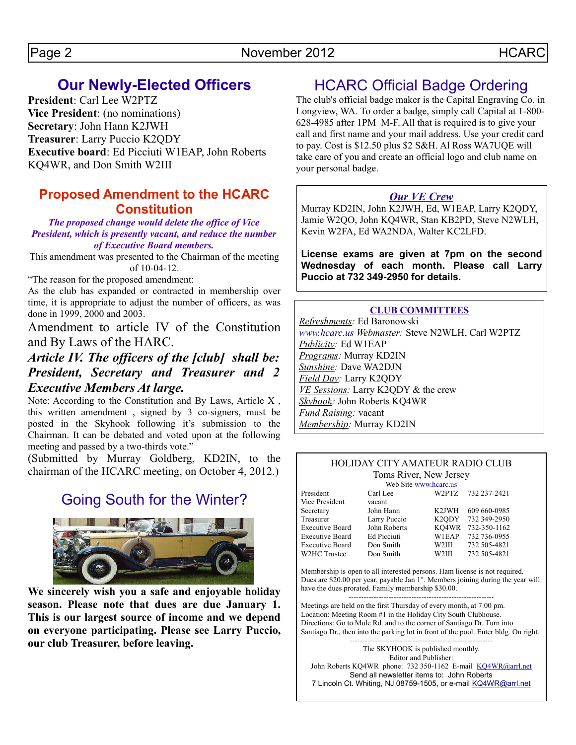## Our Newly-Elected Officers

**President**: Carl Lee W2PTZ
**Vice President**: (no nominations)
**Secretary**: John Hann K2JWH
**Treasurer**: Larry Puccio K2QDY
**Executive board**: Ed Picciuti W1EAP, John Roberts KQ4WR, and Don Smith W2III

### Proposed Amendment to the HCARC Constitution

***The proposed change would delete the office of Vice President, which is presently vacant, and reduce the number of Executive Board members.***

This amendment was presented to the Chairman of the meeting of 10-04-12.

"The reason for the proposed amendment:
As the club has expanded or contracted in membership over time, it is appropriate to adjust the number of officers, as was done in 1999, 2000 and 2003.

Amendment to article IV of the Constitution and By Laws of the HARC.

***Article IV. The officers of the [club] shall be: President, Secretary and Treasurer and 2 Executive Members At large.***

Note: According to the Constitution and By Laws, Article X , this written amendment , signed by 3 co-signers, must be posted in the Skyhook following it's submission to the Chairman. It can be debated and voted upon at the following meeting and passed by a two-thirds vote."

(Submitted by Murray Goldberg, KD2IN, to the chairman of the HCARC meeting, on October 4, 2012.)

## Going South for the Winter?

**We sincerely wish you a safe and enjoyable holiday season. Please note that dues are due January 1. This is our largest source of income and we depend on everyone participating. Please see Larry Puccio, our club Treasurer, before leaving.**

## HCARC Official Badge Ordering

The club's official badge maker is the Capital Engraving Co. in Longview, WA. To order a badge, simply call Capital at 1-800-628-4985 after 1PM M-F. All that is required is to give your call and first name and your mail address. Use your credit card to pay. Cost is $12.50 plus $2 S&H. Al Ross WA7UQE will take care of you and create an official logo and club name on your personal badge.

### *Our VE Crew*

Murray KD2IN, John K2JWH, Ed, W1EAP, Larry K2QDY, Jamie W2QO, John KQ4WR, Stan KB2PD, Steve N2WLH, Kevin W2FA, Ed WA2NDA, Walter KC2LFD.

**License exams are given at 7pm on the second Wednesday of each month. Please call Larry Puccio at 732 349-2950 for details.**

### CLUB COMMITTEES

*Refreshments:* Ed Baronowski
*www.hcarc.us Webmaster:* Steve N2WLH, Carl W2PTZ
*Publicity:* Ed W1EAP
*Programs:* Murray KD2IN
*Sunshine:* Dave WA2DJN
*Field Day:* Larry K2QDY
*VE Sessions:* Larry K2QDY & the crew
*Skyhook:* John Roberts KQ4WR
*Fund Raising:* vacant
*Membership:* Murray KD2IN

### HOLIDAY CITY AMATEUR RADIO CLUB

Toms River, New Jersey
Web Site www.hcarc.us

| | | | |
|---|---|---|---|
| President | Carl Lee | W2PTZ | 732 237-2421 |
| Vice President | vacant | | |
| Secretary | John Hann | K2JWH | 609 660-0985 |
| Treasurer | Larry Puccio | K2QDY | 732 349-2950 |
| Executive Board | John Roberts | KQ4WR | 732-350-1162 |
| Executive Board | Ed Picciuti | W1EAP | 732 736-0955 |
| Executive Board | Don Smith | W2III | 732 505-4821 |
| W2HC Trustee | Don Smith | W2III | 732 505-4821 |

Membership is open to all interested persons. Ham license is not required. Dues are $20.00 per year, payable Jan 1st. Members joining during the year will have the dues prorated. Family membership $30.00.

Meetings are held on the first Thursday of every month, at 7:00 pm. Location: Meeting Room #1 in the Holiday City South Clubhouse. Directions: Go to Mule Rd. and to the corner of Santiago Dr. Turn into Santiago Dr., then into the parking lot in front of the pool. Enter bldg. On right.

The SKYHOOK is published monthly.
Editor and Publisher:
John Roberts KQ4WR phone: 732 350-1162 E-mail KQ4WR@arrl.net
Send all newsletter items to: John Roberts
7 Lincoln Ct. Whiting, NJ 08759-1505, or e-mail KQ4WR@arrl.net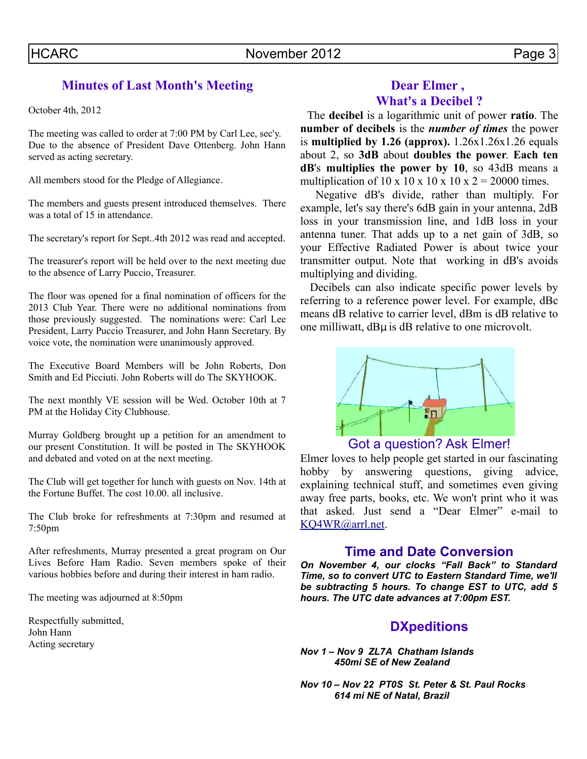## Minutes of Last Month's Meeting

October 4th, 2012

The meeting was called to order at 7:00 PM by Carl Lee, sec'y. Due to the absence of President Dave Ottenberg. John Hann served as acting secretary.

All members stood for the Pledge of Allegiance.

The members and guests present introduced themselves. There was a total of 15 in attendance.

The secretary's report for Sept..4th 2012 was read and accepted.

The treasurer's report will be held over to the next meeting due to the absence of Larry Puccio, Treasurer.

The floor was opened for a final nomination of officers for the 2013 Club Year. There were no additional nominations from those previously suggested. The nominations were: Carl Lee President, Larry Puccio Treasurer, and John Hann Secretary. By voice vote, the nomination were unanimously approved.

The Executive Board Members will be John Roberts, Don Smith and Ed Picciuti. John Roberts will do The SKYHOOK.

The next monthly VE session will be Wed. October 10th at 7 PM at the Holiday City Clubhouse.

Murray Goldberg brought up a petition for an amendment to our present Constitution. It will be posted in The SKYHOOK and debated and voted on at the next meeting.

The Club will get together for lunch with guests on Nov. 14th at the Fortune Buffet. The cost 10.00. all inclusive.

The Club broke for refreshments at 7:30pm and resumed at 7:50pm

After refreshments, Murray presented a great program on Our Lives Before Ham Radio. Seven members spoke of their various hobbies before and during their interest in ham radio.

The meeting was adjourned at 8:50pm

Respectfully submitted,
John Hann
Acting secretary

## Dear Elmer , What's a Decibel ?

The **decibel** is a logarithmic unit of power **ratio**. The **number of decibels** is the ***number of times*** the power is **multiplied by 1.26 (approx).** 1.26x1.26x1.26 equals about 2, so **3dB** about **doubles the power**. **Each ten dB**'s **multiplies the power by 10**, so 43dB means a multiplication of 10 x 10 x 10 x 10 x 2 = 20000 times.

Negative dB's divide, rather than multiply. For example, let's say there's 6dB gain in your antenna, 2dB loss in your transmission line, and 1dB loss in your antenna tuner. That adds up to a net gain of 3dB, so your Effective Radiated Power is about twice your transmitter output. Note that working in dB's avoids multiplying and dividing.

Decibels can also indicate specific power levels by referring to a reference power level. For example, dBc means dB relative to carrier level, dBm is dB relative to one milliwatt, dBμ is dB relative to one microvolt.

Got a question? Ask Elmer!

Elmer loves to help people get started in our fascinating hobby by answering questions, giving advice, explaining technical stuff, and sometimes even giving away free parts, books, etc. We won't print who it was that asked. Just send a “Dear Elmer” e-mail to KQ4WR@arrl.net.

## Time and Date Conversion

***On November 4, our clocks “Fall Back” to Standard Time, so to convert UTC to Eastern Standard Time, we'll be subtracting 5 hours. To change EST to UTC, add 5 hours. The UTC date advances at 7:00pm EST.***

## DXpeditions

***Nov 1 – Nov 9 ZL7A Chatham Islands***
***450mi SE of New Zealand***

***Nov 10 – Nov 22 PT0S St. Peter & St. Paul Rocks***
***614 mi NE of Natal, Brazil***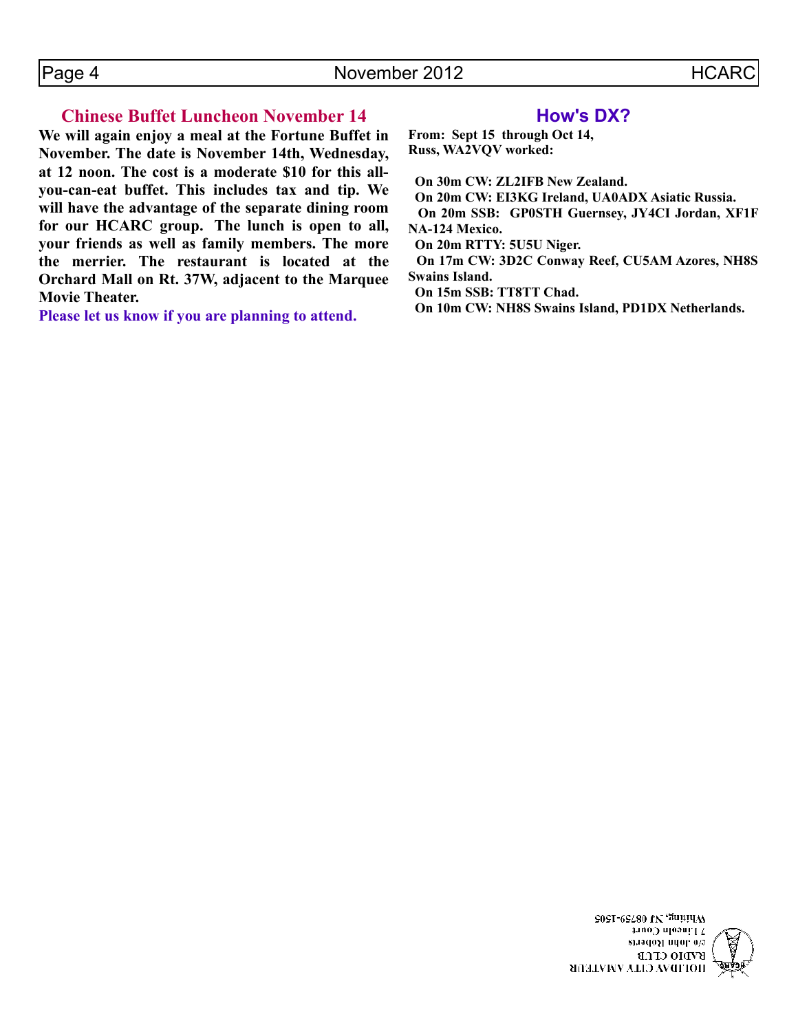## Chinese Buffet Luncheon November 14

**We will again enjoy a meal at the Fortune Buffet in November. The date is November 14th, Wednesday, at 12 noon. The cost is a moderate $10 for this all-you-can-eat buffet. This includes tax and tip. We will have the advantage of the separate dining room for our HCARC group. The lunch is open to all, your friends as well as family members. The more the merrier. The restaurant is located at the Orchard Mall on Rt. 37W, adjacent to the Marquee Movie Theater.**

**Please let us know if you are planning to attend.**

## How's DX?

**From: Sept 15 through Oct 14,**
**Russ, WA2VQV worked:**

**On 30m CW: ZL2IFB New Zealand.**
**On 20m CW: EI3KG Ireland, UA0ADX Asiatic Russia.**
**On 20m SSB: GP0STH Guernsey, JY4CI Jordan, XF1F NA-124 Mexico.**
**On 20m RTTY: 5U5U Niger.**
**On 17m CW: 3D2C Conway Reef, CU5AM Azores, NH8S Swains Island.**
**On 15m SSB: TT8TT Chad.**
**On 10m CW: NH8S Swains Island, PD1DX Netherlands.**

HOLIDAY CITY AMATEUR
RADIO CLUB
c/o John Roberts
7 Lincoln Court
Whiting, NJ 08759-1505